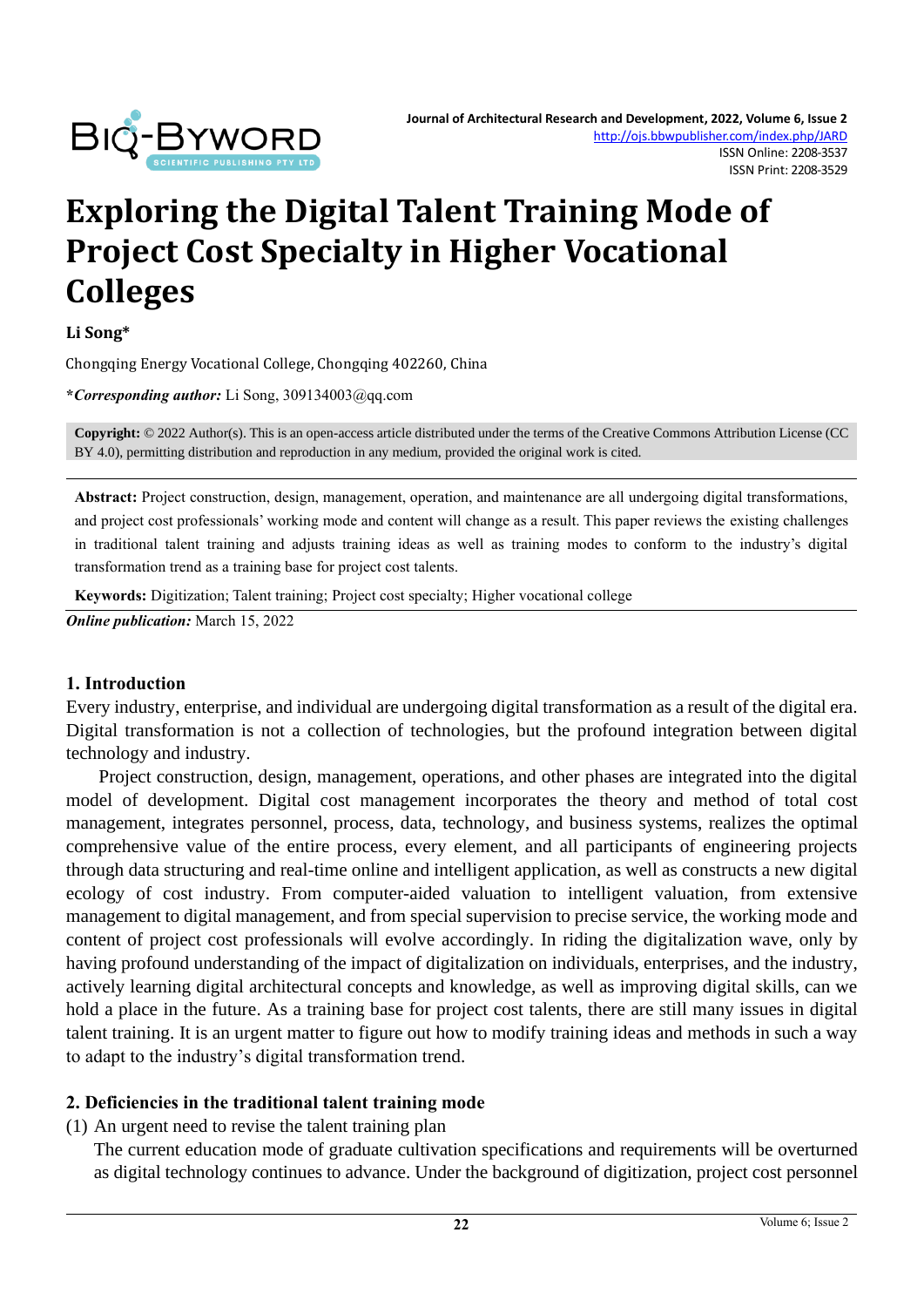# Exploring the Digital Talent Training Mode of Project Cost Specialty in Higher Vocational Colleges

**Li Song***

Chongqing Energy Vocational College, Chongqing 402260, China

***Corresponding author:*** Li Song, 309134003@qq.com

**Copyright:** © 2022 Author(s). This is an open-access article distributed under the terms of the Creative Commons Attribution License (CC BY 4.0), permitting distribution and reproduction in any medium, provided the original work is cited.

**Abstract:** Project construction, design, management, operation, and maintenance are all undergoing digital transformations, and project cost professionals' working mode and content will change as a result. This paper reviews the existing challenges in traditional talent training and adjusts training ideas as well as training modes to conform to the industry's digital transformation trend as a training base for project cost talents.

**Keywords:** Digitization; Talent training; Project cost specialty; Higher vocational college

***Online publication:*** March 15, 2022

## 1. Introduction

Every industry, enterprise, and individual are undergoing digital transformation as a result of the digital era. Digital transformation is not a collection of technologies, but the profound integration between digital technology and industry.

Project construction, design, management, operations, and other phases are integrated into the digital model of development. Digital cost management incorporates the theory and method of total cost management, integrates personnel, process, data, technology, and business systems, realizes the optimal comprehensive value of the entire process, every element, and all participants of engineering projects through data structuring and real-time online and intelligent application, as well as constructs a new digital ecology of cost industry. From computer-aided valuation to intelligent valuation, from extensive management to digital management, and from special supervision to precise service, the working mode and content of project cost professionals will evolve accordingly. In riding the digitalization wave, only by having profound understanding of the impact of digitalization on individuals, enterprises, and the industry, actively learning digital architectural concepts and knowledge, as well as improving digital skills, can we hold a place in the future. As a training base for project cost talents, there are still many issues in digital talent training. It is an urgent matter to figure out how to modify training ideas and methods in such a way to adapt to the industry's digital transformation trend.

## 2. Deficiencies in the traditional talent training mode

(1) An urgent need to revise the talent training plan

The current education mode of graduate cultivation specifications and requirements will be overturned as digital technology continues to advance. Under the background of digitization, project cost personnel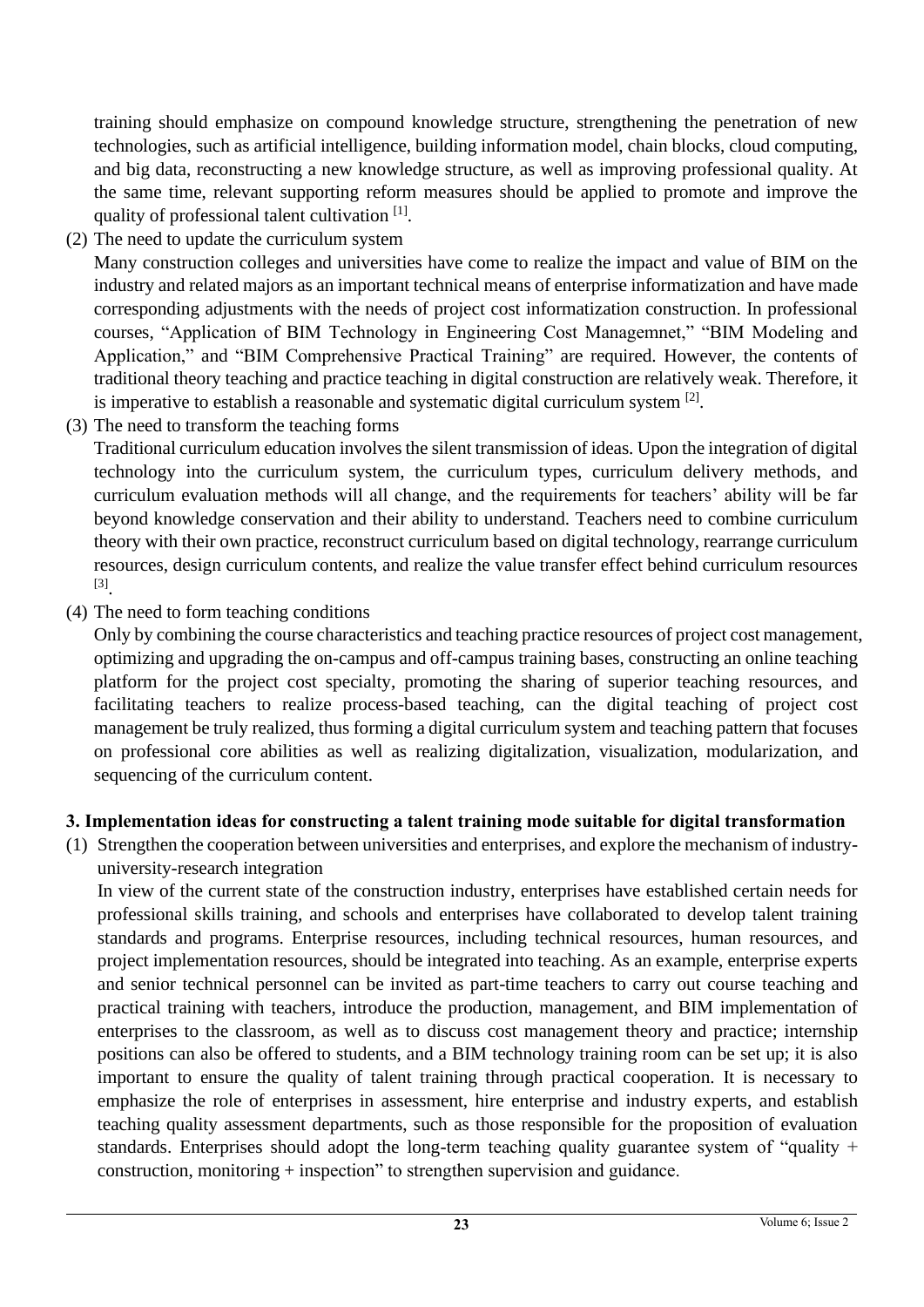training should emphasize on compound knowledge structure, strengthening the penetration of new technologies, such as artificial intelligence, building information model, chain blocks, cloud computing, and big data, reconstructing a new knowledge structure, as well as improving professional quality. At the same time, relevant supporting reform measures should be applied to promote and improve the quality of professional talent cultivation [1].

(2) The need to update the curriculum system

Many construction colleges and universities have come to realize the impact and value of BIM on the industry and related majors as an important technical means of enterprise informatization and have made corresponding adjustments with the needs of project cost informatization construction. In professional courses, "Application of BIM Technology in Engineering Cost Managemnet," "BIM Modeling and Application," and "BIM Comprehensive Practical Training" are required. However, the contents of traditional theory teaching and practice teaching in digital construction are relatively weak. Therefore, it is imperative to establish a reasonable and systematic digital curriculum system [2].

(3) The need to transform the teaching forms

Traditional curriculum education involves the silent transmission of ideas. Upon the integration of digital technology into the curriculum system, the curriculum types, curriculum delivery methods, and curriculum evaluation methods will all change, and the requirements for teachers' ability will be far beyond knowledge conservation and their ability to understand. Teachers need to combine curriculum theory with their own practice, reconstruct curriculum based on digital technology, rearrange curriculum resources, design curriculum contents, and realize the value transfer effect behind curriculum resources [3].

(4) The need to form teaching conditions

Only by combining the course characteristics and teaching practice resources of project cost management, optimizing and upgrading the on-campus and off-campus training bases, constructing an online teaching platform for the project cost specialty, promoting the sharing of superior teaching resources, and facilitating teachers to realize process-based teaching, can the digital teaching of project cost management be truly realized, thus forming a digital curriculum system and teaching pattern that focuses on professional core abilities as well as realizing digitalization, visualization, modularization, and sequencing of the curriculum content.

## 3. Implementation ideas for constructing a talent training mode suitable for digital transformation

(1) Strengthen the cooperation between universities and enterprises, and explore the mechanism of industry-university-research integration

In view of the current state of the construction industry, enterprises have established certain needs for professional skills training, and schools and enterprises have collaborated to develop talent training standards and programs. Enterprise resources, including technical resources, human resources, and project implementation resources, should be integrated into teaching. As an example, enterprise experts and senior technical personnel can be invited as part-time teachers to carry out course teaching and practical training with teachers, introduce the production, management, and BIM implementation of enterprises to the classroom, as well as to discuss cost management theory and practice; internship positions can also be offered to students, and a BIM technology training room can be set up; it is also important to ensure the quality of talent training through practical cooperation. It is necessary to emphasize the role of enterprises in assessment, hire enterprise and industry experts, and establish teaching quality assessment departments, such as those responsible for the proposition of evaluation standards. Enterprises should adopt the long-term teaching quality guarantee system of "quality + construction, monitoring + inspection" to strengthen supervision and guidance.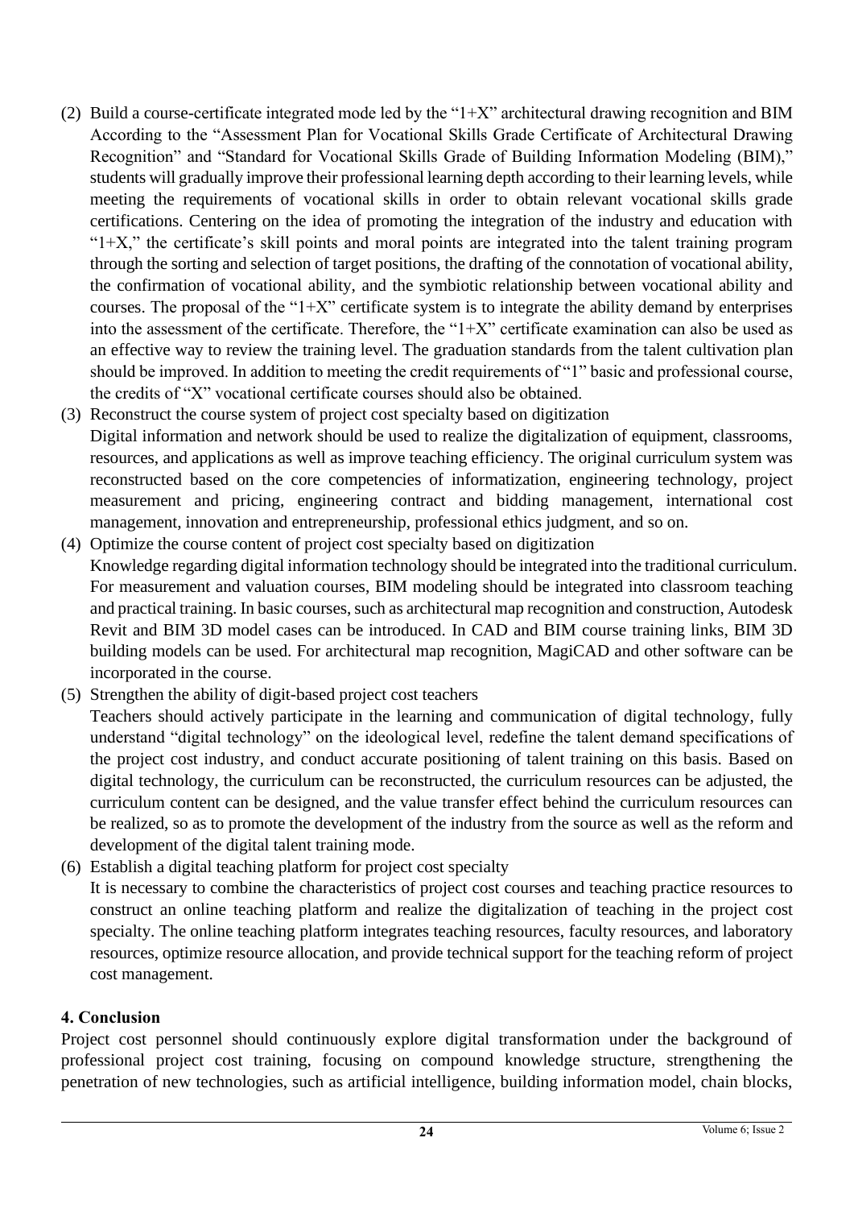(2) Build a course-certificate integrated mode led by the "1+X" architectural drawing recognition and BIM
According to the "Assessment Plan for Vocational Skills Grade Certificate of Architectural Drawing Recognition" and "Standard for Vocational Skills Grade of Building Information Modeling (BIM)," students will gradually improve their professional learning depth according to their learning levels, while meeting the requirements of vocational skills in order to obtain relevant vocational skills grade certifications. Centering on the idea of promoting the integration of the industry and education with "1+X," the certificate's skill points and moral points are integrated into the talent training program through the sorting and selection of target positions, the drafting of the connotation of vocational ability, the confirmation of vocational ability, and the symbiotic relationship between vocational ability and courses. The proposal of the "1+X" certificate system is to integrate the ability demand by enterprises into the assessment of the certificate. Therefore, the "1+X" certificate examination can also be used as an effective way to review the training level. The graduation standards from the talent cultivation plan should be improved. In addition to meeting the credit requirements of "1" basic and professional course, the credits of "X" vocational certificate courses should also be obtained.

(3) Reconstruct the course system of project cost specialty based on digitization
Digital information and network should be used to realize the digitalization of equipment, classrooms, resources, and applications as well as improve teaching efficiency. The original curriculum system was reconstructed based on the core competencies of informatization, engineering technology, project measurement and pricing, engineering contract and bidding management, international cost management, innovation and entrepreneurship, professional ethics judgment, and so on.

(4) Optimize the course content of project cost specialty based on digitization
Knowledge regarding digital information technology should be integrated into the traditional curriculum. For measurement and valuation courses, BIM modeling should be integrated into classroom teaching and practical training. In basic courses, such as architectural map recognition and construction, Autodesk Revit and BIM 3D model cases can be introduced. In CAD and BIM course training links, BIM 3D building models can be used. For architectural map recognition, MagiCAD and other software can be incorporated in the course.

(5) Strengthen the ability of digit-based project cost teachers
Teachers should actively participate in the learning and communication of digital technology, fully understand "digital technology" on the ideological level, redefine the talent demand specifications of the project cost industry, and conduct accurate positioning of talent training on this basis. Based on digital technology, the curriculum can be reconstructed, the curriculum resources can be adjusted, the curriculum content can be designed, and the value transfer effect behind the curriculum resources can be realized, so as to promote the development of the industry from the source as well as the reform and development of the digital talent training mode.

(6) Establish a digital teaching platform for project cost specialty
It is necessary to combine the characteristics of project cost courses and teaching practice resources to construct an online teaching platform and realize the digitalization of teaching in the project cost specialty. The online teaching platform integrates teaching resources, faculty resources, and laboratory resources, optimize resource allocation, and provide technical support for the teaching reform of project cost management.

## 4. Conclusion

Project cost personnel should continuously explore digital transformation under the background of professional project cost training, focusing on compound knowledge structure, strengthening the penetration of new technologies, such as artificial intelligence, building information model, chain blocks,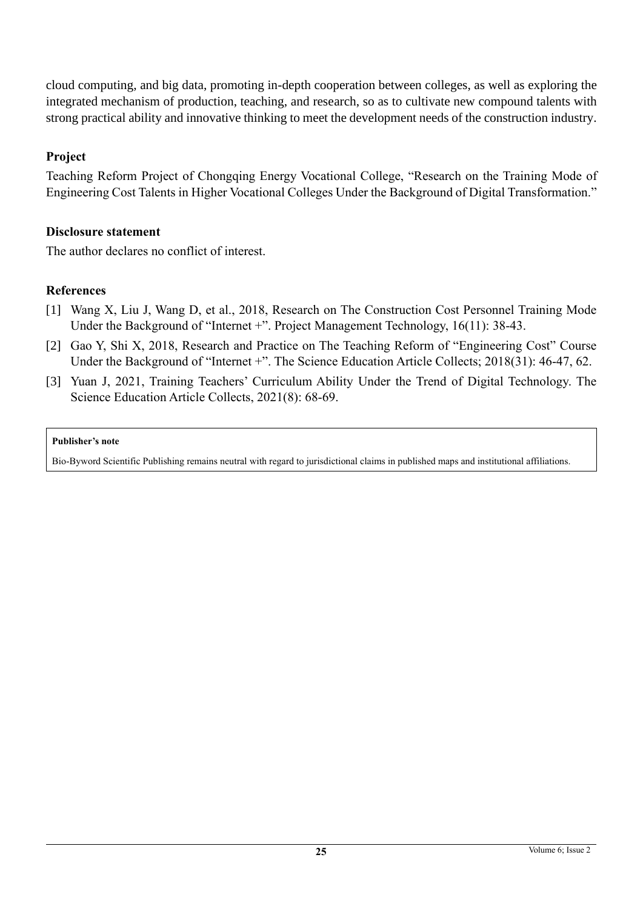cloud computing, and big data, promoting in-depth cooperation between colleges, as well as exploring the integrated mechanism of production, teaching, and research, so as to cultivate new compound talents with strong practical ability and innovative thinking to meet the development needs of the construction industry.

## Project

Teaching Reform Project of Chongqing Energy Vocational College, "Research on the Training Mode of Engineering Cost Talents in Higher Vocational Colleges Under the Background of Digital Transformation."

## Disclosure statement

The author declares no conflict of interest.

## References

[1] Wang X, Liu J, Wang D, et al., 2018, Research on The Construction Cost Personnel Training Mode Under the Background of "Internet +". Project Management Technology, 16(11): 38-43.

[2] Gao Y, Shi X, 2018, Research and Practice on The Teaching Reform of "Engineering Cost" Course Under the Background of "Internet +". The Science Education Article Collects; 2018(31): 46-47, 62.

[3] Yuan J, 2021, Training Teachers' Curriculum Ability Under the Trend of Digital Technology. The Science Education Article Collects, 2021(8): 68-69.

**Publisher's note**

Bio-Byword Scientific Publishing remains neutral with regard to jurisdictional claims in published maps and institutional affiliations.